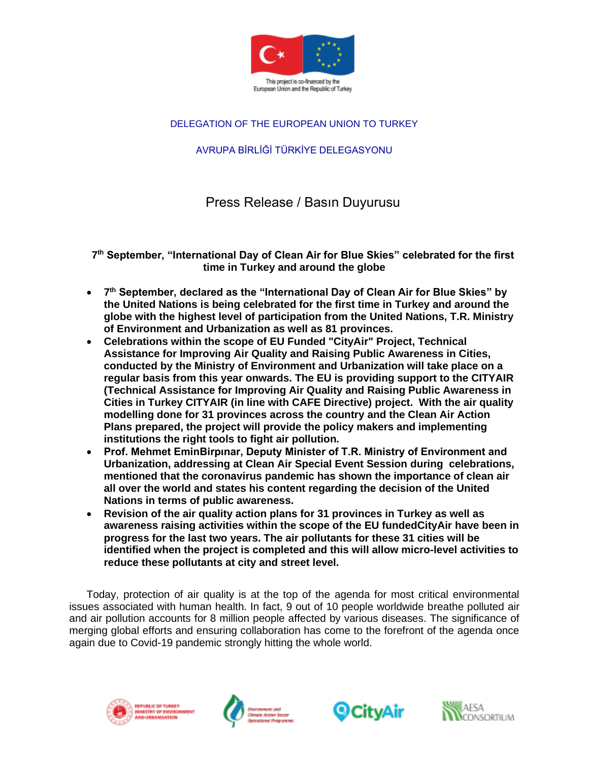This project is co-financed by the European Union and the Republic of Turkey

DELEGATION OF THE EUROPEAN UNION TO TURKEY

AVRUPA BİRLİĞİ TÜRKİYE DELEGASYONU

# Press Release / Basın Duyurusu

## 7th September, "International Day of Clean Air for Blue Skies" celebrated for the first time in Turkey and around the globe

- **7th September, declared as the "International Day of Clean Air for Blue Skies" by the United Nations is being celebrated for the first time in Turkey and around the globe with the highest level of participation from the United Nations, T.R. Ministry of Environment and Urbanization as well as 81 provinces.**
- **Celebrations within the scope of EU Funded "CityAir" Project, Technical Assistance for Improving Air Quality and Raising Public Awareness in Cities, conducted by the Ministry of Environment and Urbanization will take place on a regular basis from this year onwards. The EU is providing support to the CITYAIR (Technical Assistance for Improving Air Quality and Raising Public Awareness in Cities in Turkey CITYAIR (in line with CAFE Directive) project. With the air quality modelling done for 31 provinces across the country and the Clean Air Action Plans prepared, the project will provide the policy makers and implementing institutions the right tools to fight air pollution.**
- **Prof. Mehmet EminBirpınar, Deputy Minister of T.R. Ministry of Environment and Urbanization, addressing at Clean Air Special Event Session during celebrations, mentioned that the coronavirus pandemic has shown the importance of clean air all over the world and states his content regarding the decision of the United Nations in terms of public awareness.**
- **Revision of the air quality action plans for 31 provinces in Turkey as well as awareness raising activities within the scope of the EU fundedCityAir have been in progress for the last two years. The air pollutants for these 31 cities will be identified when the project is completed and this will allow micro-level activities to reduce these pollutants at city and street level.**

Today, protection of air quality is at the top of the agenda for most critical environmental issues associated with human health. In fact, 9 out of 10 people worldwide breathe polluted air and air pollution accounts for 8 million people affected by various diseases. The significance of merging global efforts and ensuring collaboration has come to the forefront of the agenda once again due to Covid-19 pandemic strongly hitting the whole world.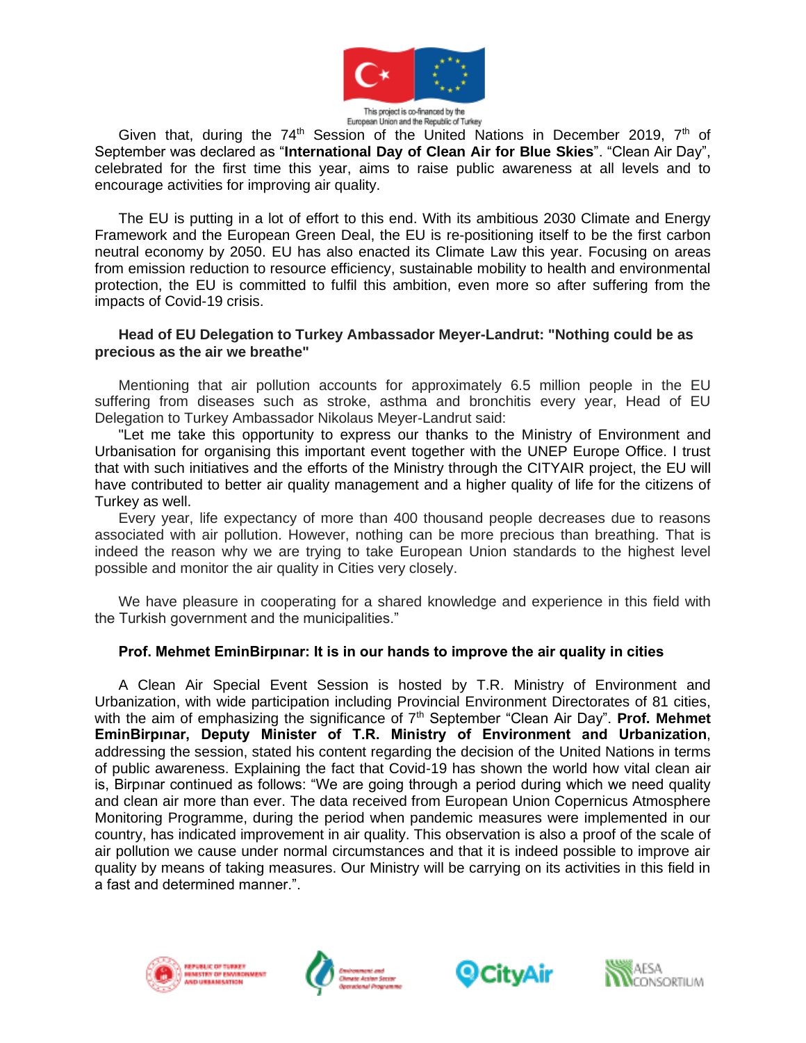Given that, during the 74th Session of the United Nations in December 2019, 7th of September was declared as "**International Day of Clean Air for Blue Skies**". "Clean Air Day", celebrated for the first time this year, aims to raise public awareness at all levels and to encourage activities for improving air quality.

The EU is putting in a lot of effort to this end. With its ambitious 2030 Climate and Energy Framework and the European Green Deal, the EU is re-positioning itself to be the first carbon neutral economy by 2050. EU has also enacted its Climate Law this year. Focusing on areas from emission reduction to resource efficiency, sustainable mobility to health and environmental protection, the EU is committed to fulfil this ambition, even more so after suffering from the impacts of Covid-19 crisis.

**Head of EU Delegation to Turkey Ambassador Meyer-Landrut: "Nothing could be as precious as the air we breathe"**

Mentioning that air pollution accounts for approximately 6.5 million people in the EU suffering from diseases such as stroke, asthma and bronchitis every year, Head of EU Delegation to Turkey Ambassador Nikolaus Meyer-Landrut said:

"Let me take this opportunity to express our thanks to the Ministry of Environment and Urbanisation for organising this important event together with the UNEP Europe Office. I trust that with such initiatives and the efforts of the Ministry through the CITYAIR project, the EU will have contributed to better air quality management and a higher quality of life for the citizens of Turkey as well.

Every year, life expectancy of more than 400 thousand people decreases due to reasons associated with air pollution. However, nothing can be more precious than breathing. That is indeed the reason why we are trying to take European Union standards to the highest level possible and monitor the air quality in Cities very closely.

We have pleasure in cooperating for a shared knowledge and experience in this field with the Turkish government and the municipalities."

**Prof. Mehmet EminBirpınar: It is in our hands to improve the air quality in cities**

A Clean Air Special Event Session is hosted by T.R. Ministry of Environment and Urbanization, with wide participation including Provincial Environment Directorates of 81 cities, with the aim of emphasizing the significance of 7th September "Clean Air Day". **Prof. Mehmet EminBirpınar, Deputy Minister of T.R. Ministry of Environment and Urbanization**, addressing the session, stated his content regarding the decision of the United Nations in terms of public awareness. Explaining the fact that Covid-19 has shown the world how vital clean air is, Birpınar continued as follows: "We are going through a period during which we need quality and clean air more than ever. The data received from European Union Copernicus Atmosphere Monitoring Programme, during the period when pandemic measures were implemented in our country, has indicated improvement in air quality. This observation is also a proof of the scale of air pollution we cause under normal circumstances and that it is indeed possible to improve air quality by means of taking measures. Our Ministry will be carrying on its activities in this field in a fast and determined manner.".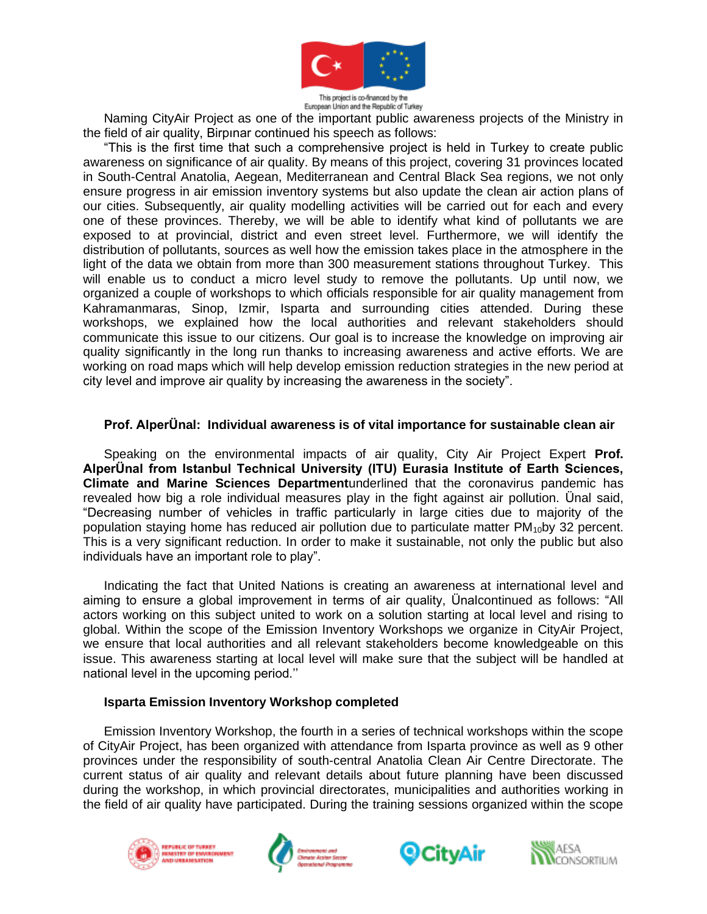Naming CityAir Project as one of the important public awareness projects of the Ministry in the field of air quality, Birpınar continued his speech as follows:

"This is the first time that such a comprehensive project is held in Turkey to create public awareness on significance of air quality. By means of this project, covering 31 provinces located in South-Central Anatolia, Aegean, Mediterranean and Central Black Sea regions, we not only ensure progress in air emission inventory systems but also update the clean air action plans of our cities. Subsequently, air quality modelling activities will be carried out for each and every one of these provinces. Thereby, we will be able to identify what kind of pollutants we are exposed to at provincial, district and even street level. Furthermore, we will identify the distribution of pollutants, sources as well how the emission takes place in the atmosphere in the light of the data we obtain from more than 300 measurement stations throughout Turkey. This will enable us to conduct a micro level study to remove the pollutants. Up until now, we organized a couple of workshops to which officials responsible for air quality management from Kahramanmaras, Sinop, Izmir, Isparta and surrounding cities attended. During these workshops, we explained how the local authorities and relevant stakeholders should communicate this issue to our citizens. Our goal is to increase the knowledge on improving air quality significantly in the long run thanks to increasing awareness and active efforts. We are working on road maps which will help develop emission reduction strategies in the new period at city level and improve air quality by increasing the awareness in the society".

### Prof. AlperÜnal: Individual awareness is of vital importance for sustainable clean air

Speaking on the environmental impacts of air quality, City Air Project Expert **Prof. AlperÜnal from Istanbul Technical University (ITU) Eurasia Institute of Earth Sciences, Climate and Marine Sciences Department**underlined that the coronavirus pandemic has revealed how big a role individual measures play in the fight against air pollution. Ünal said, "Decreasing number of vehicles in traffic particularly in large cities due to majority of the population staying home has reduced air pollution due to particulate matter $PM_{10}$by 32 percent. This is a very significant reduction. In order to make it sustainable, not only the public but also individuals have an important role to play".

Indicating the fact that United Nations is creating an awareness at international level and aiming to ensure a global improvement in terms of air quality, Ünalcontinued as follows: "All actors working on this subject united to work on a solution starting at local level and rising to global. Within the scope of the Emission Inventory Workshops we organize in CityAir Project, we ensure that local authorities and all relevant stakeholders become knowledgeable on this issue. This awareness starting at local level will make sure that the subject will be handled at national level in the upcoming period.''

### Isparta Emission Inventory Workshop completed

Emission Inventory Workshop, the fourth in a series of technical workshops within the scope of CityAir Project, has been organized with attendance from Isparta province as well as 9 other provinces under the responsibility of south-central Anatolia Clean Air Centre Directorate. The current status of air quality and relevant details about future planning have been discussed during the workshop, in which provincial directorates, municipalities and authorities working in the field of air quality have participated. During the training sessions organized within the scope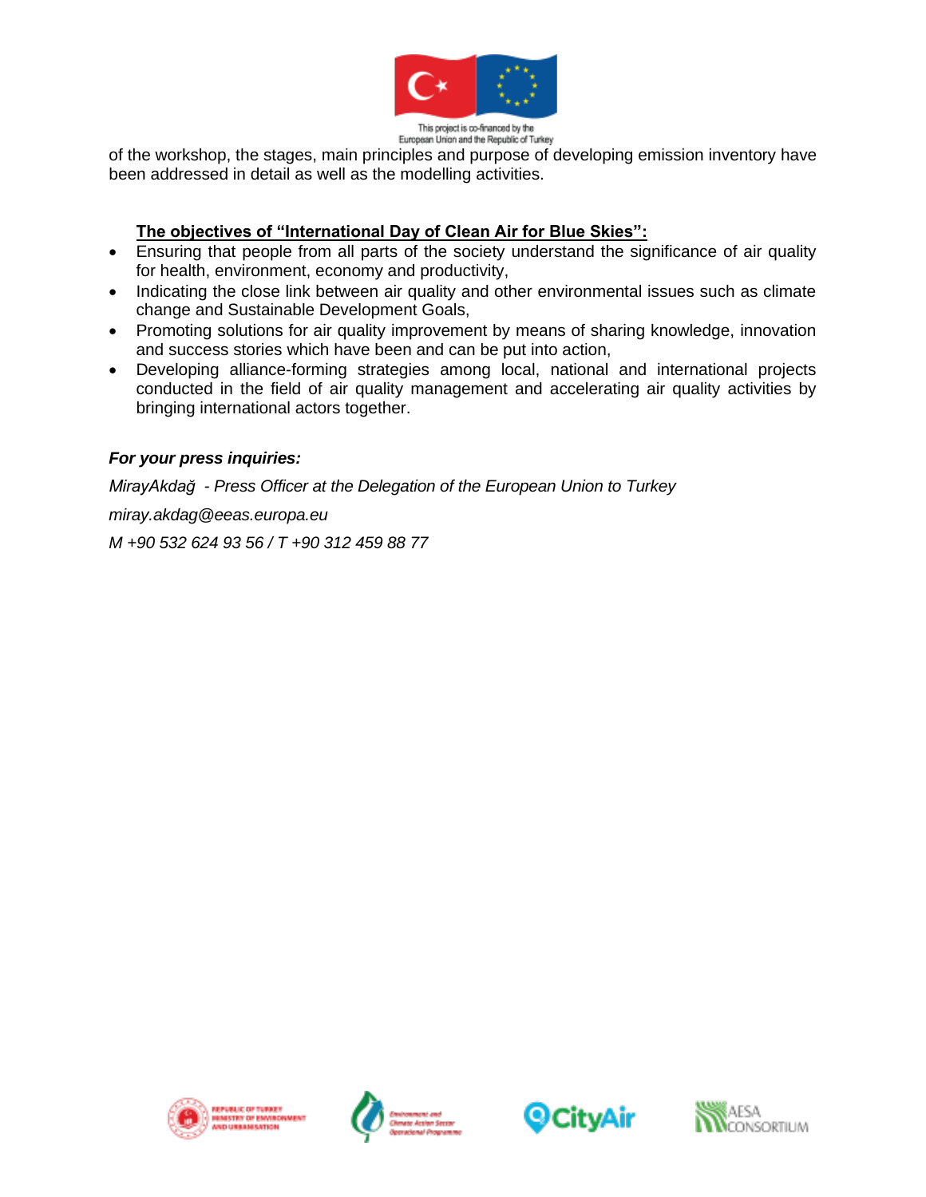of the workshop, the stages, main principles and purpose of developing emission inventory have been addressed in detail as well as the modelling activities.

**The objectives of "International Day of Clean Air for Blue Skies":**

- Ensuring that people from all parts of the society understand the significance of air quality for health, environment, economy and productivity,
- Indicating the close link between air quality and other environmental issues such as climate change and Sustainable Development Goals,
- Promoting solutions for air quality improvement by means of sharing knowledge, innovation and success stories which have been and can be put into action,
- Developing alliance-forming strategies among local, national and international projects conducted in the field of air quality management and accelerating air quality activities by bringing international actors together.

***For your press inquiries:***

*MirayAkdağ - Press Officer at the Delegation of the European Union to Turkey*

*miray.akdag@eeas.europa.eu*

*M +90 532 624 93 56 / T +90 312 459 88 77*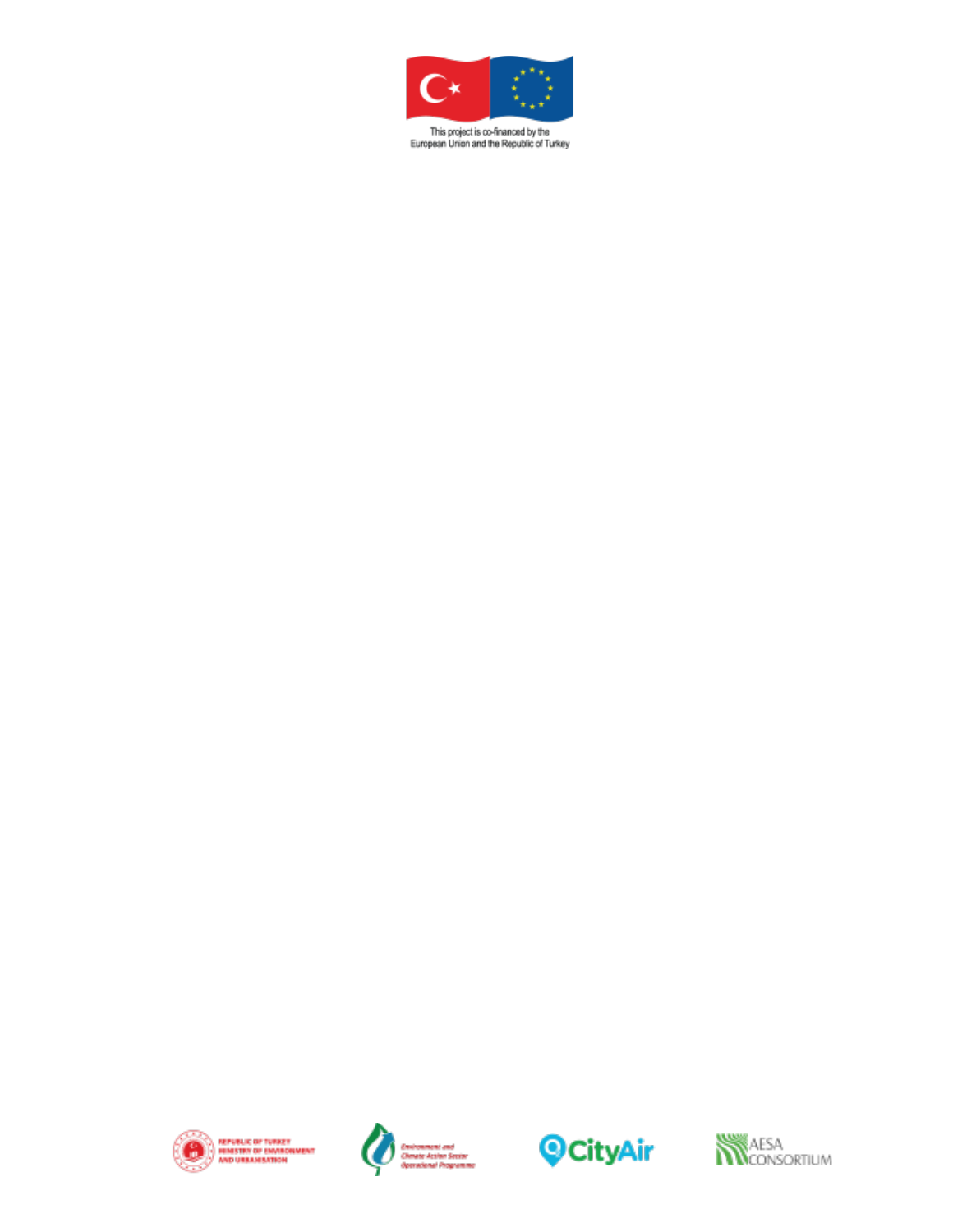This project is co-financed by the European Union and the Republic of Turkey

REPUBLIC OF TURKEY MINISTRY OF ENVIRONMENT AND URBANISATION

Environment and Climate Action Sector Operational Programme

CityAir

AESA CONSORTIUM